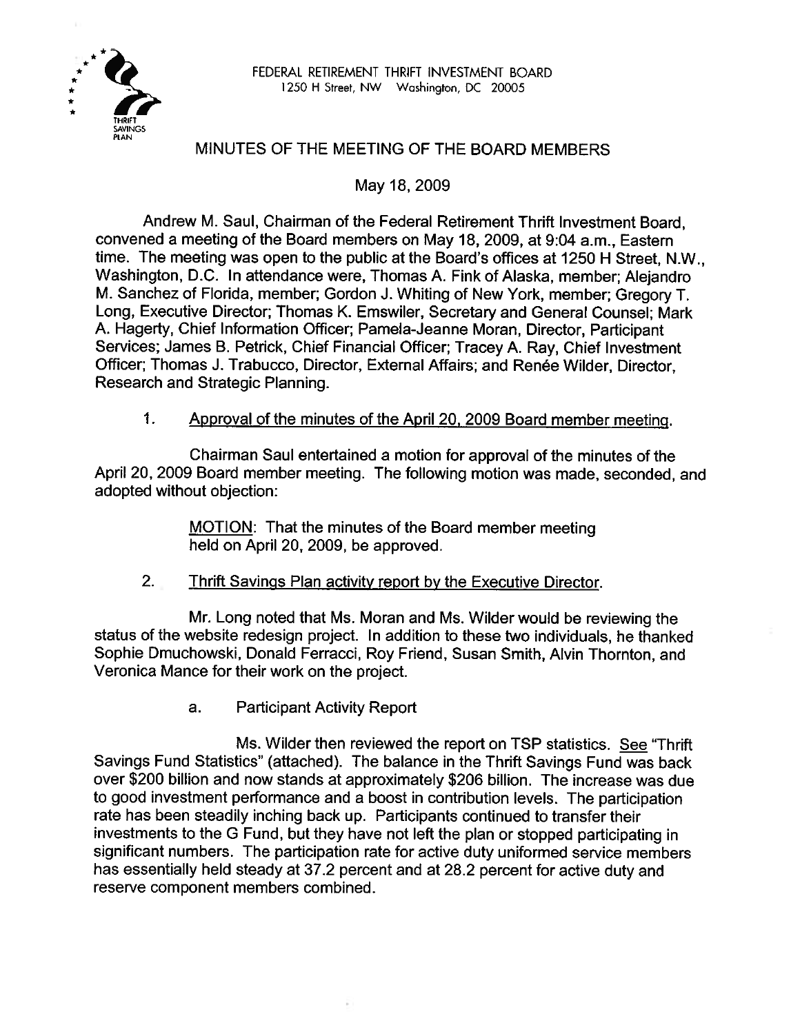FEDERAL RETIREMENT THRIFT INVESTMENT BOARD
1250 H Street, NW Washington, DC 20005

# MINUTES OF THE MEETING OF THE BOARD MEMBERS

May 18, 2009

Andrew M. Saul, Chairman of the Federal Retirement Thrift Investment Board, convened a meeting of the Board members on May 18, 2009, at 9:04 a.m., Eastern time. The meeting was open to the public at the Board's offices at 1250 H Street, N.W., Washington, D.C. In attendance were, Thomas A. Fink of Alaska, member; Alejandro M. Sanchez of Florida, member; Gordon J. Whiting of New York, member; Gregory T. Long, Executive Director; Thomas K. Emswiler, Secretary and General Counsel; Mark A. Hagerty, Chief Information Officer; Pamela-Jeanne Moran, Director, Participant Services; James B. Petrick, Chief Financial Officer; Tracey A. Ray, Chief Investment Officer; Thomas J. Trabucco, Director, External Affairs; and Renée Wilder, Director, Research and Strategic Planning.

1. Approval of the minutes of the April 20, 2009 Board member meeting.

Chairman Saul entertained a motion for approval of the minutes of the April 20, 2009 Board member meeting. The following motion was made, seconded, and adopted without objection:

> MOTION: That the minutes of the Board member meeting held on April 20, 2009, be approved.

2. Thrift Savings Plan activity report by the Executive Director.

Mr. Long noted that Ms. Moran and Ms. Wilder would be reviewing the status of the website redesign project. In addition to these two individuals, he thanked Sophie Dmuchowski, Donald Ferracci, Roy Friend, Susan Smith, Alvin Thornton, and Veronica Mance for their work on the project.

a. Participant Activity Report

Ms. Wilder then reviewed the report on TSP statistics. See "Thrift Savings Fund Statistics" (attached). The balance in the Thrift Savings Fund was back over $200 billion and now stands at approximately $206 billion. The increase was due to good investment performance and a boost in contribution levels. The participation rate has been steadily inching back up. Participants continued to transfer their investments to the G Fund, but they have not left the plan or stopped participating in significant numbers. The participation rate for active duty uniformed service members has essentially held steady at 37.2 percent and at 28.2 percent for active duty and reserve component members combined.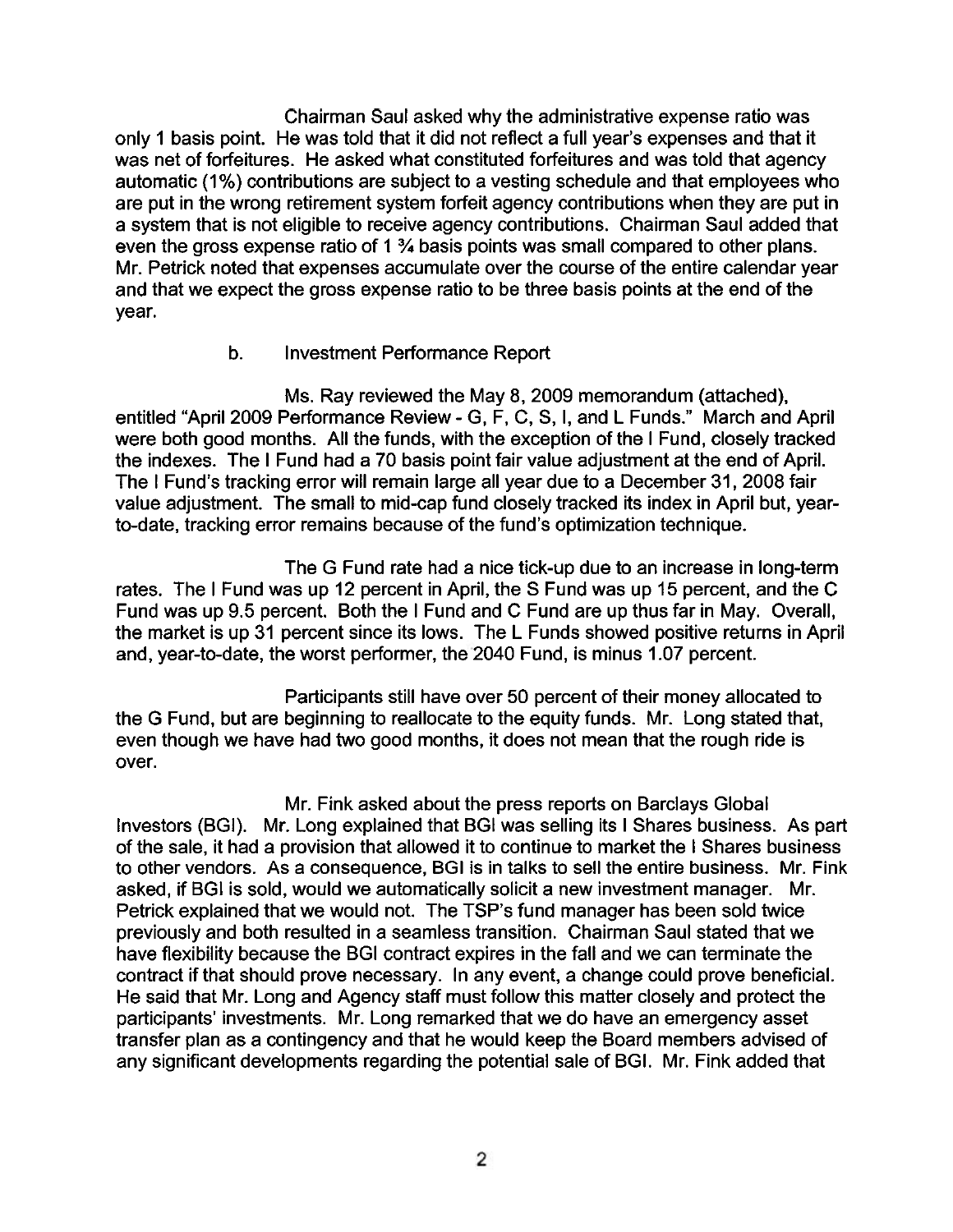Chairman Saul asked why the administrative expense ratio was only 1 basis point. He was told that it did not reflect a full year's expenses and that it was net of forfeitures. He asked what constituted forfeitures and was told that agency automatic (1%) contributions are subject to a vesting schedule and that employees who are put in the wrong retirement system forfeit agency contributions when they are put in a system that is not eligible to receive agency contributions. Chairman Saul added that even the gross expense ratio of 1 ¾ basis points was small compared to other plans. Mr. Petrick noted that expenses accumulate over the course of the entire calendar year and that we expect the gross expense ratio to be three basis points at the end of the year.

b. Investment Performance Report

Ms. Ray reviewed the May 8, 2009 memorandum (attached), entitled "April 2009 Performance Review - G, F, C, S, I, and L Funds." March and April were both good months. All the funds, with the exception of the I Fund, closely tracked the indexes. The I Fund had a 70 basis point fair value adjustment at the end of April. The I Fund's tracking error will remain large all year due to a December 31, 2008 fair value adjustment. The small to mid-cap fund closely tracked its index in April but, year-to-date, tracking error remains because of the fund's optimization technique.

The G Fund rate had a nice tick-up due to an increase in long-term rates. The I Fund was up 12 percent in April, the S Fund was up 15 percent, and the C Fund was up 9.5 percent. Both the I Fund and C Fund are up thus far in May. Overall, the market is up 31 percent since its lows. The L Funds showed positive returns in April and, year-to-date, the worst performer, the 2040 Fund, is minus 1.07 percent.

Participants still have over 50 percent of their money allocated to the G Fund, but are beginning to reallocate to the equity funds. Mr. Long stated that, even though we have had two good months, it does not mean that the rough ride is over.

Mr. Fink asked about the press reports on Barclays Global Investors (BGI). Mr. Long explained that BGI was selling its I Shares business. As part of the sale, it had a provision that allowed it to continue to market the I Shares business to other vendors. As a consequence, BGI is in talks to sell the entire business. Mr. Fink asked, if BGI is sold, would we automatically solicit a new investment manager. Mr. Petrick explained that we would not. The TSP's fund manager has been sold twice previously and both resulted in a seamless transition. Chairman Saul stated that we have flexibility because the BGI contract expires in the fall and we can terminate the contract if that should prove necessary. In any event, a change could prove beneficial. He said that Mr. Long and Agency staff must follow this matter closely and protect the participants' investments. Mr. Long remarked that we do have an emergency asset transfer plan as a contingency and that he would keep the Board members advised of any significant developments regarding the potential sale of BGI. Mr. Fink added that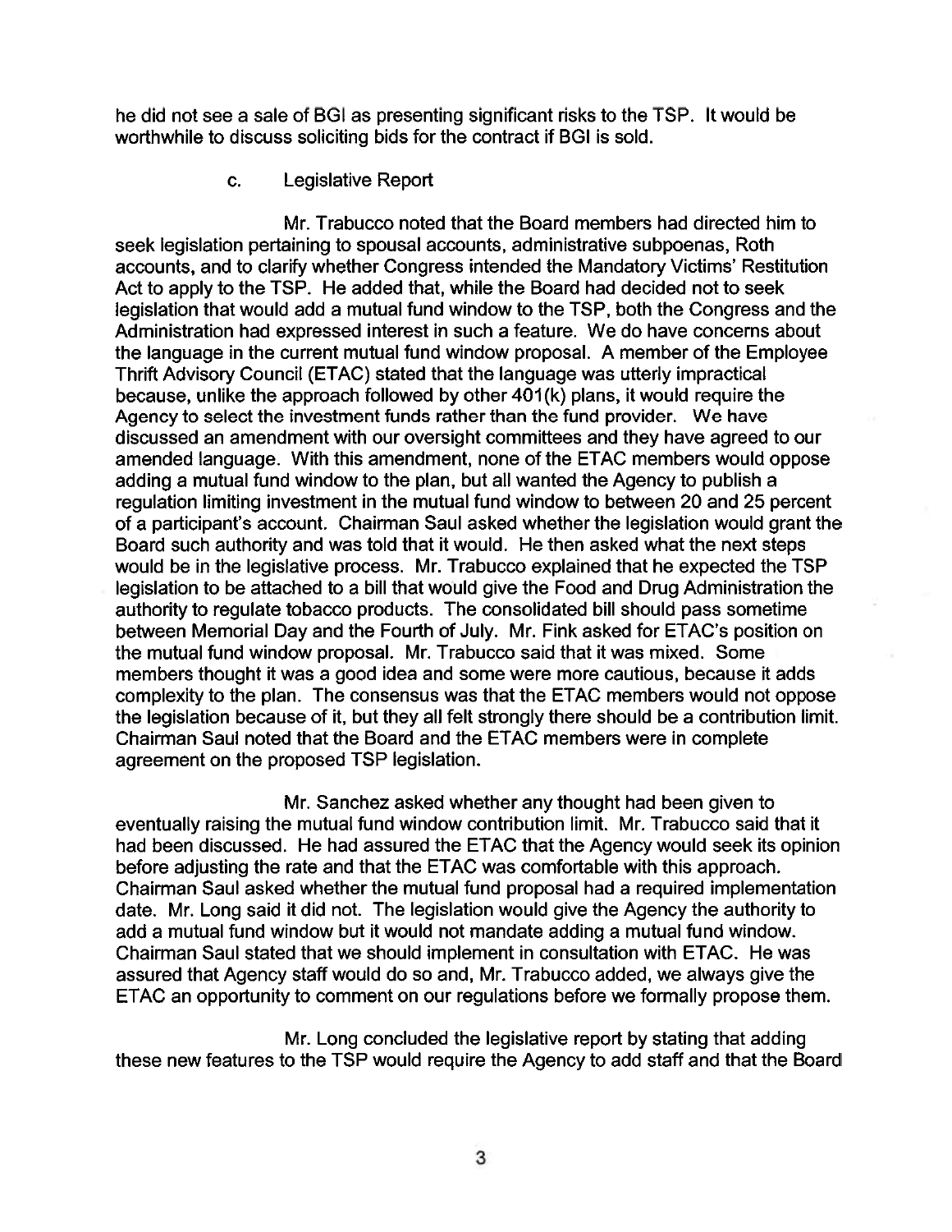he did not see a sale of BGI as presenting significant risks to the TSP. It would be worthwhile to discuss soliciting bids for the contract if BGI is sold.

c. Legislative Report

Mr. Trabucco noted that the Board members had directed him to seek legislation pertaining to spousal accounts, administrative subpoenas, Roth accounts, and to clarify whether Congress intended the Mandatory Victims' Restitution Act to apply to the TSP. He added that, while the Board had decided not to seek legislation that would add a mutual fund window to the TSP, both the Congress and the Administration had expressed interest in such a feature. We do have concerns about the language in the current mutual fund window proposal. A member of the Employee Thrift Advisory Council (ETAC) stated that the language was utterly impractical because, unlike the approach followed by other 401(k) plans, it would require the Agency to select the investment funds rather than the fund provider. We have discussed an amendment with our oversight committees and they have agreed to our amended language. With this amendment, none of the ETAC members would oppose adding a mutual fund window to the plan, but all wanted the Agency to publish a regulation limiting investment in the mutual fund window to between 20 and 25 percent of a participant's account. Chairman Saul asked whether the legislation would grant the Board such authority and was told that it would. He then asked what the next steps would be in the legislative process. Mr. Trabucco explained that he expected the TSP legislation to be attached to a bill that would give the Food and Drug Administration the authority to regulate tobacco products. The consolidated bill should pass sometime between Memorial Day and the Fourth of July. Mr. Fink asked for ETAC's position on the mutual fund window proposal. Mr. Trabucco said that it was mixed. Some members thought it was a good idea and some were more cautious, because it adds complexity to the plan. The consensus was that the ETAC members would not oppose the legislation because of it, but they all felt strongly there should be a contribution limit. Chairman Saul noted that the Board and the ETAC members were in complete agreement on the proposed TSP legislation.

Mr. Sanchez asked whether any thought had been given to eventually raising the mutual fund window contribution limit. Mr. Trabucco said that it had been discussed. He had assured the ETAC that the Agency would seek its opinion before adjusting the rate and that the ETAC was comfortable with this approach. Chairman Saul asked whether the mutual fund proposal had a required implementation date. Mr. Long said it did not. The legislation would give the Agency the authority to add a mutual fund window but it would not mandate adding a mutual fund window. Chairman Saul stated that we should implement in consultation with ETAC. He was assured that Agency staff would do so and, Mr. Trabucco added, we always give the ETAC an opportunity to comment on our regulations before we formally propose them.

Mr. Long concluded the legislative report by stating that adding these new features to the TSP would require the Agency to add staff and that the Board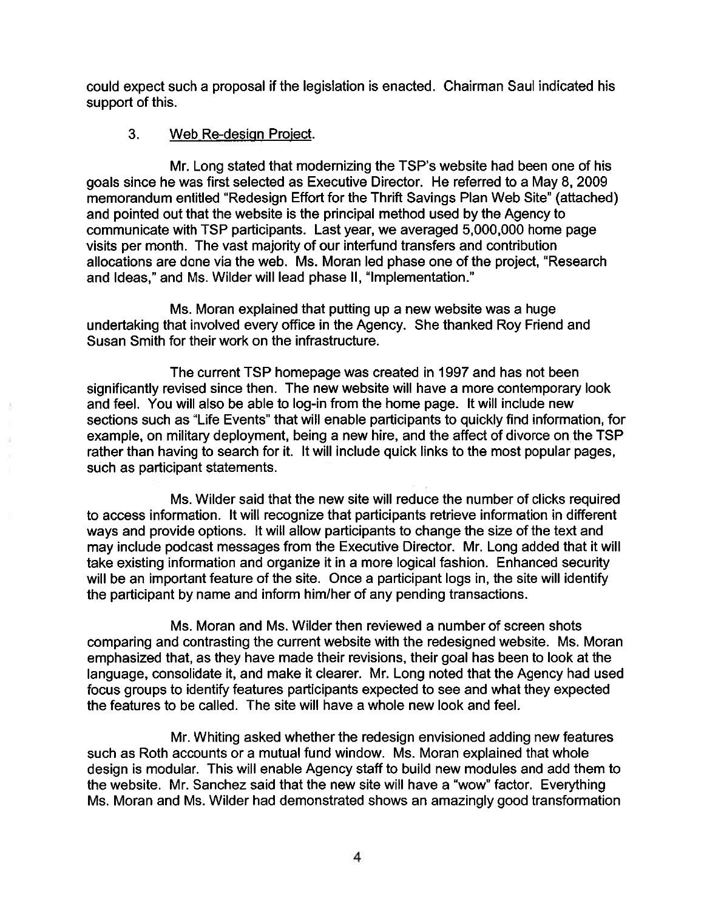could expect such a proposal if the legislation is enacted. Chairman Saul indicated his support of this.

3. Web Re-design Project.

Mr. Long stated that modernizing the TSP's website had been one of his goals since he was first selected as Executive Director. He referred to a May 8, 2009 memorandum entitled "Redesign Effort for the Thrift Savings Plan Web Site" (attached) and pointed out that the website is the principal method used by the Agency to communicate with TSP participants. Last year, we averaged 5,000,000 home page visits per month. The vast majority of our interfund transfers and contribution allocations are done via the web. Ms. Moran led phase one of the project, "Research and Ideas," and Ms. Wilder will lead phase II, "Implementation."

Ms. Moran explained that putting up a new website was a huge undertaking that involved every office in the Agency. She thanked Roy Friend and Susan Smith for their work on the infrastructure.

The current TSP homepage was created in 1997 and has not been significantly revised since then. The new website will have a more contemporary look and feel. You will also be able to log-in from the home page. It will include new sections such as "Life Events" that will enable participants to quickly find information, for example, on military deployment, being a new hire, and the affect of divorce on the TSP rather than having to search for it. It will include quick links to the most popular pages, such as participant statements.

Ms. Wilder said that the new site will reduce the number of clicks required to access information. It will recognize that participants retrieve information in different ways and provide options. It will allow participants to change the size of the text and may include podcast messages from the Executive Director. Mr. Long added that it will take existing information and organize it in a more logical fashion. Enhanced security will be an important feature of the site. Once a participant logs in, the site will identify the participant by name and inform him/her of any pending transactions.

Ms. Moran and Ms. Wilder then reviewed a number of screen shots comparing and contrasting the current website with the redesigned website. Ms. Moran emphasized that, as they have made their revisions, their goal has been to look at the language, consolidate it, and make it clearer. Mr. Long noted that the Agency had used focus groups to identify features participants expected to see and what they expected the features to be called. The site will have a whole new look and feel.

Mr. Whiting asked whether the redesign envisioned adding new features such as Roth accounts or a mutual fund window. Ms. Moran explained that whole design is modular. This will enable Agency staff to build new modules and add them to the website. Mr. Sanchez said that the new site will have a "wow" factor. Everything Ms. Moran and Ms. Wilder had demonstrated shows an amazingly good transformation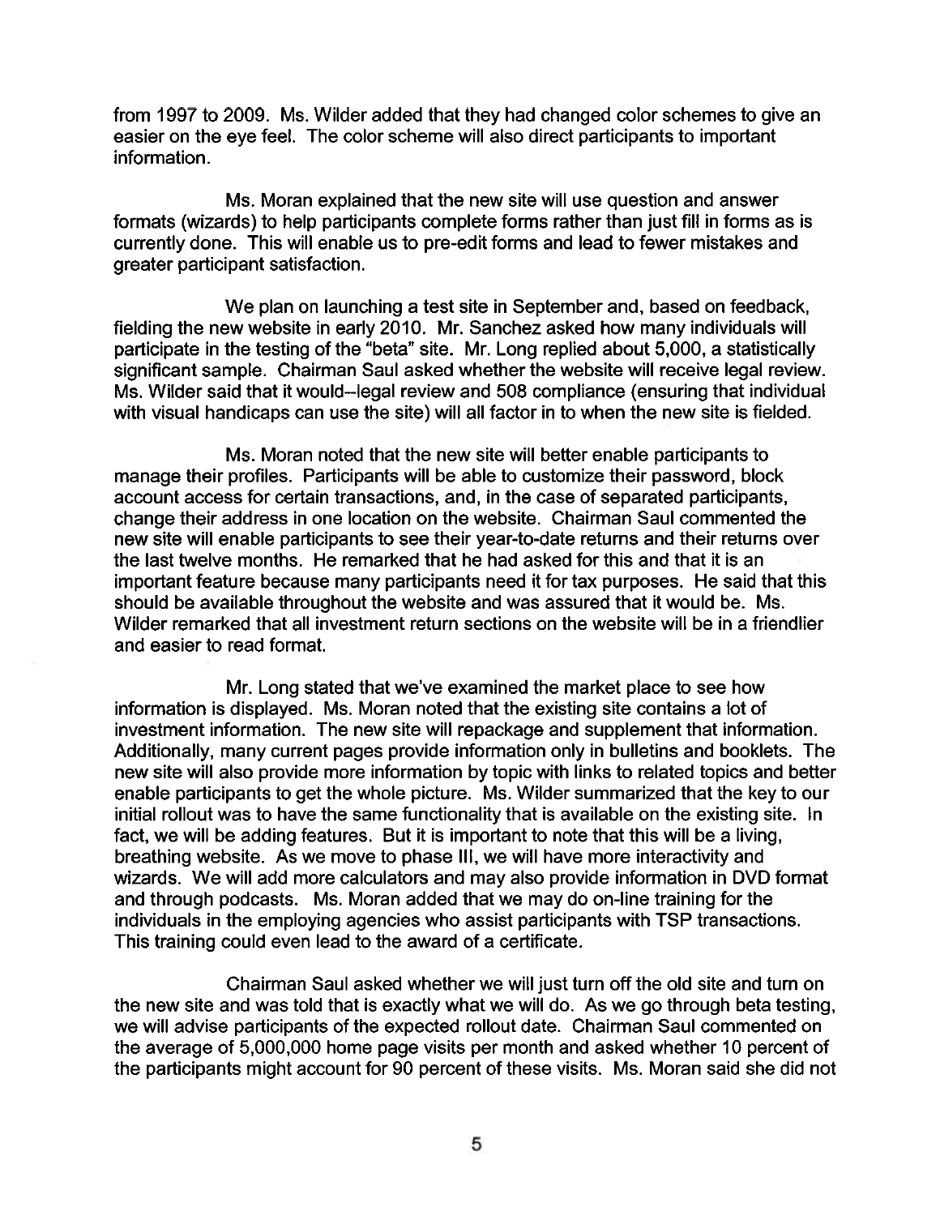from 1997 to 2009. Ms. Wilder added that they had changed color schemes to give an easier on the eye feel. The color scheme will also direct participants to important information.

Ms. Moran explained that the new site will use question and answer formats (wizards) to help participants complete forms rather than just fill in forms as is currently done. This will enable us to pre-edit forms and lead to fewer mistakes and greater participant satisfaction.

We plan on launching a test site in September and, based on feedback, fielding the new website in early 2010. Mr. Sanchez asked how many individuals will participate in the testing of the "beta" site. Mr. Long replied about 5,000, a statistically significant sample. Chairman Saul asked whether the website will receive legal review. Ms. Wilder said that it would--legal review and 508 compliance (ensuring that individual with visual handicaps can use the site) will all factor in to when the new site is fielded.

Ms. Moran noted that the new site will better enable participants to manage their profiles. Participants will be able to customize their password, block account access for certain transactions, and, in the case of separated participants, change their address in one location on the website. Chairman Saul commented the new site will enable participants to see their year-to-date returns and their returns over the last twelve months. He remarked that he had asked for this and that it is an important feature because many participants need it for tax purposes. He said that this should be available throughout the website and was assured that it would be. Ms. Wilder remarked that all investment return sections on the website will be in a friendlier and easier to read format.

Mr. Long stated that we've examined the market place to see how information is displayed. Ms. Moran noted that the existing site contains a lot of investment information. The new site will repackage and supplement that information. Additionally, many current pages provide information only in bulletins and booklets. The new site will also provide more information by topic with links to related topics and better enable participants to get the whole picture. Ms. Wilder summarized that the key to our initial rollout was to have the same functionality that is available on the existing site. In fact, we will be adding features. But it is important to note that this will be a living, breathing website. As we move to phase III, we will have more interactivity and wizards. We will add more calculators and may also provide information in DVD format and through podcasts. Ms. Moran added that we may do on-line training for the individuals in the employing agencies who assist participants with TSP transactions. This training could even lead to the award of a certificate.

Chairman Saul asked whether we will just turn off the old site and turn on the new site and was told that is exactly what we will do. As we go through beta testing, we will advise participants of the expected rollout date. Chairman Saul commented on the average of 5,000,000 home page visits per month and asked whether 10 percent of the participants might account for 90 percent of these visits. Ms. Moran said she did not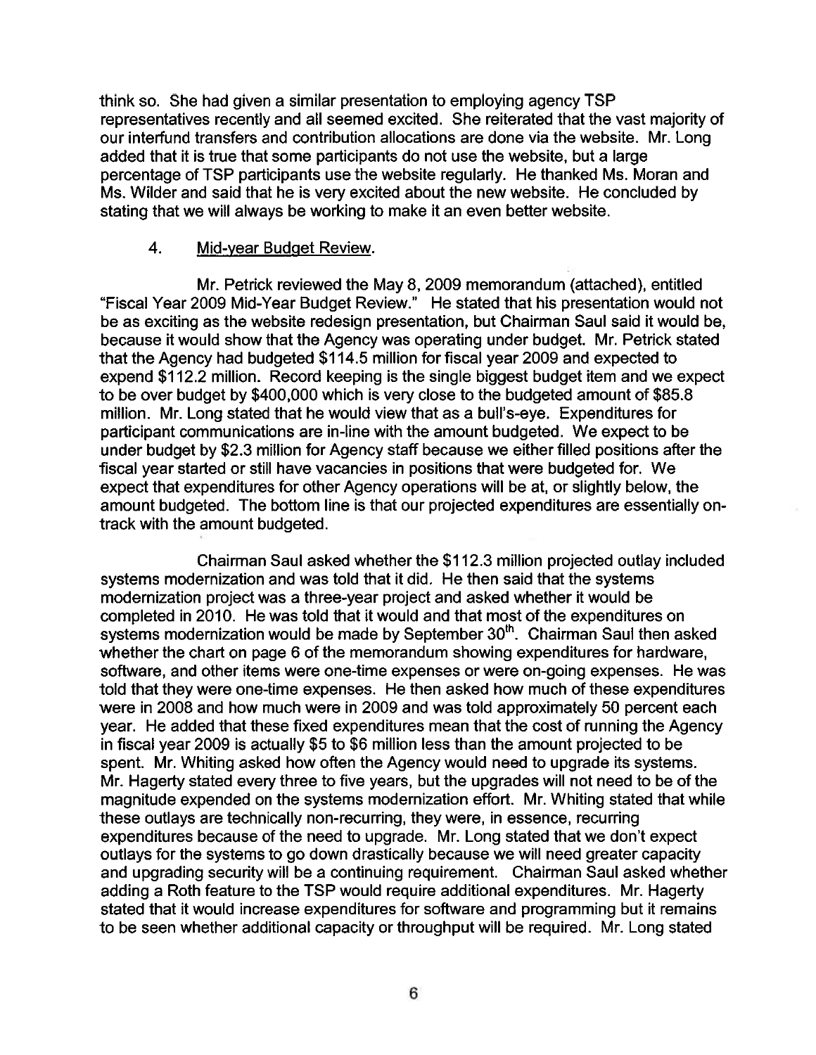think so. She had given a similar presentation to employing agency TSP representatives recently and all seemed excited. She reiterated that the vast majority of our interfund transfers and contribution allocations are done via the website. Mr. Long added that it is true that some participants do not use the website, but a large percentage of TSP participants use the website regularly. He thanked Ms. Moran and Ms. Wilder and said that he is very excited about the new website. He concluded by stating that we will always be working to make it an even better website.

4. Mid-year Budget Review.

Mr. Petrick reviewed the May 8, 2009 memorandum (attached), entitled "Fiscal Year 2009 Mid-Year Budget Review." He stated that his presentation would not be as exciting as the website redesign presentation, but Chairman Saul said it would be, because it would show that the Agency was operating under budget. Mr. Petrick stated that the Agency had budgeted \$114.5 million for fiscal year 2009 and expected to expend \$112.2 million. Record keeping is the single biggest budget item and we expect to be over budget by \$400,000 which is very close to the budgeted amount of \$85.8 million. Mr. Long stated that he would view that as a bull's-eye. Expenditures for participant communications are in-line with the amount budgeted. We expect to be under budget by \$2.3 million for Agency staff because we either filled positions after the fiscal year started or still have vacancies in positions that were budgeted for. We expect that expenditures for other Agency operations will be at, or slightly below, the amount budgeted. The bottom line is that our projected expenditures are essentially on-track with the amount budgeted.

Chairman Saul asked whether the \$112.3 million projected outlay included systems modernization and was told that it did. He then said that the systems modernization project was a three-year project and asked whether it would be completed in 2010. He was told that it would and that most of the expenditures on systems modernization would be made by September 30th. Chairman Saul then asked whether the chart on page 6 of the memorandum showing expenditures for hardware, software, and other items were one-time expenses or were on-going expenses. He was told that they were one-time expenses. He then asked how much of these expenditures were in 2008 and how much were in 2009 and was told approximately 50 percent each year. He added that these fixed expenditures mean that the cost of running the Agency in fiscal year 2009 is actually \$5 to \$6 million less than the amount projected to be spent. Mr. Whiting asked how often the Agency would need to upgrade its systems. Mr. Hagerty stated every three to five years, but the upgrades will not need to be of the magnitude expended on the systems modernization effort. Mr. Whiting stated that while these outlays are technically non-recurring, they were, in essence, recurring expenditures because of the need to upgrade. Mr. Long stated that we don't expect outlays for the systems to go down drastically because we will need greater capacity and upgrading security will be a continuing requirement. Chairman Saul asked whether adding a Roth feature to the TSP would require additional expenditures. Mr. Hagerty stated that it would increase expenditures for software and programming but it remains to be seen whether additional capacity or throughput will be required. Mr. Long stated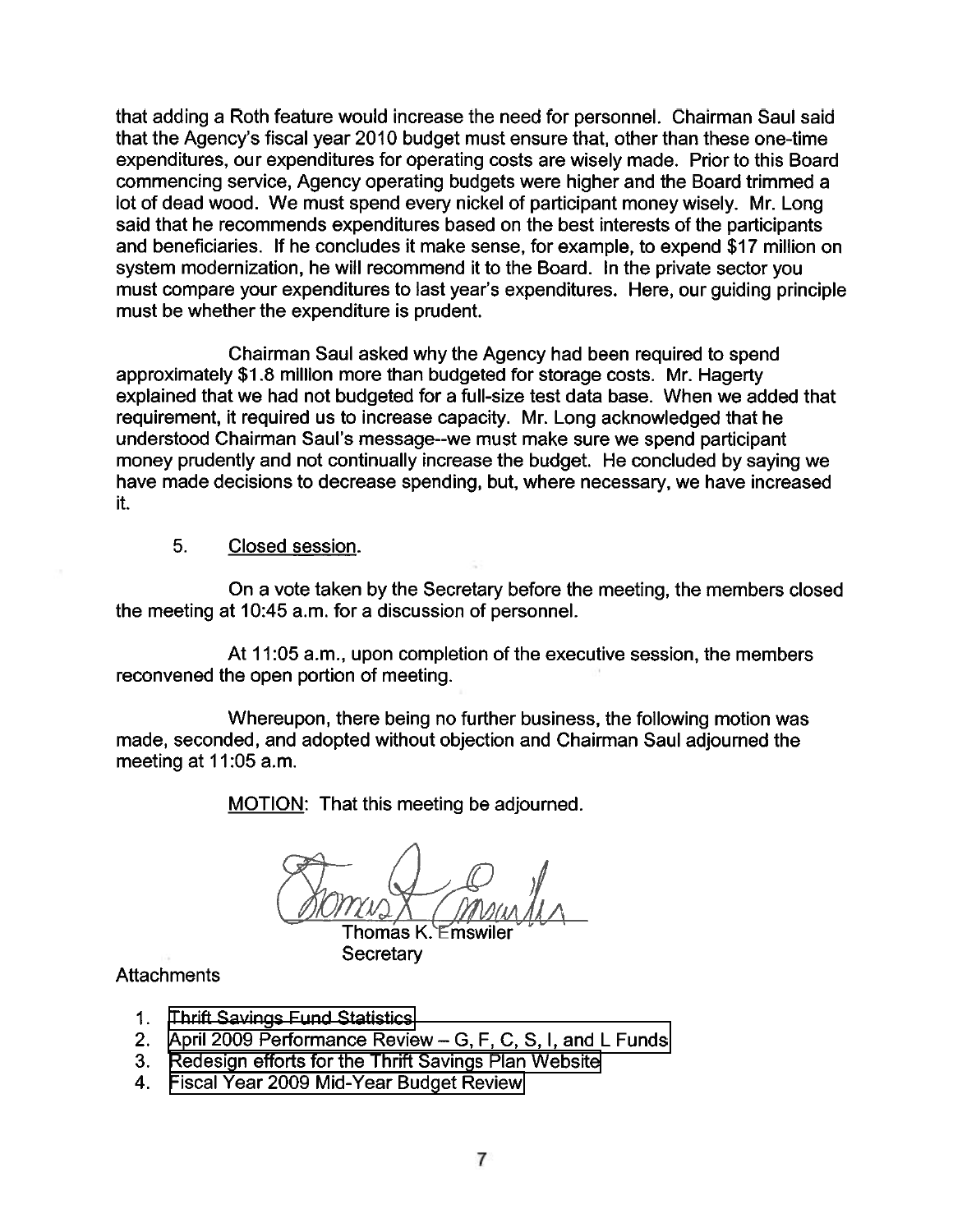that adding a Roth feature would increase the need for personnel. Chairman Saul said that the Agency's fiscal year 2010 budget must ensure that, other than these one-time expenditures, our expenditures for operating costs are wisely made. Prior to this Board commencing service, Agency operating budgets were higher and the Board trimmed a lot of dead wood. We must spend every nickel of participant money wisely. Mr. Long said that he recommends expenditures based on the best interests of the participants and beneficiaries. If he concludes it make sense, for example, to expend $17 million on system modernization, he will recommend it to the Board. In the private sector you must compare your expenditures to last year's expenditures. Here, our guiding principle must be whether the expenditure is prudent.

Chairman Saul asked why the Agency had been required to spend approximately $1.8 million more than budgeted for storage costs. Mr. Hagerty explained that we had not budgeted for a full-size test data base. When we added that requirement, it required us to increase capacity. Mr. Long acknowledged that he understood Chairman Saul's message--we must make sure we spend participant money prudently and not continually increase the budget. He concluded by saying we have made decisions to decrease spending, but, where necessary, we have increased it.

5. Closed session.

On a vote taken by the Secretary before the meeting, the members closed the meeting at 10:45 a.m. for a discussion of personnel.

At 11:05 a.m., upon completion of the executive session, the members reconvened the open portion of meeting.

Whereupon, there being no further business, the following motion was made, seconded, and adopted without objection and Chairman Saul adjourned the meeting at 11:05 a.m.

MOTION: That this meeting be adjourned.

Thomas K. Emswiler
Secretary

Attachments

1. Thrift Savings Fund Statistics
2. April 2009 Performance Review – G, F, C, S, I, and L Funds
3. Redesign efforts for the Thrift Savings Plan Website
4. Fiscal Year 2009 Mid-Year Budget Review